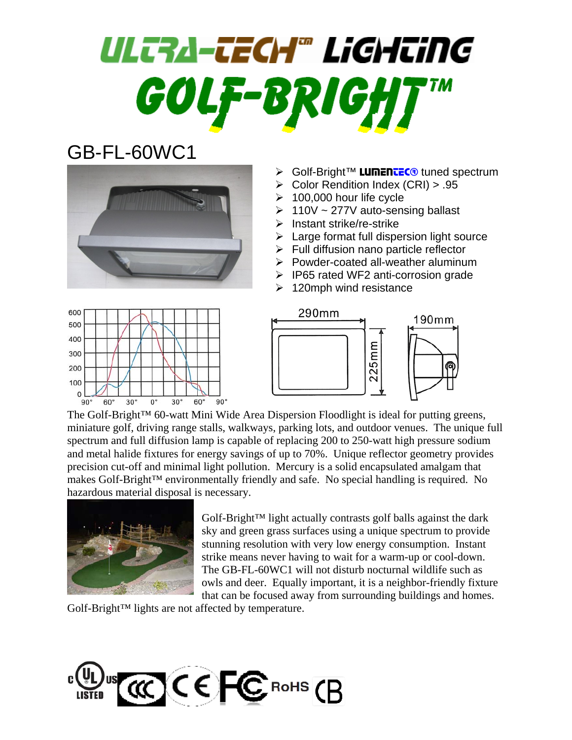# ULTRA-TECH™ LIGHTING

# GOLF-BRIGHT™

## GB-FL-60WC1

- Golf-Bright™ LUMENTEC® tuned spectrum
- Color Rendition Index (CRI) > .95
- 100,000 hour life cycle
- 110V ~ 277V auto-sensing ballast
- Instant strike/re-strike
- Large format full dispersion light source
- Full diffusion nano particle reflector
- Powder-coated all-weather aluminum
- IP65 rated WF2 anti-corrosion grade
- 120mph wind resistance

290mm 225mm 190mm

The Golf-Bright™ 60-watt Mini Wide Area Dispersion Floodlight is ideal for putting greens, miniature golf, driving range stalls, walkways, parking lots, and outdoor venues. The unique full spectrum and full diffusion lamp is capable of replacing 200 to 250-watt high pressure sodium and metal halide fixtures for energy savings of up to 70%. Unique reflector geometry provides precision cut-off and minimal light pollution. Mercury is a solid encapsulated amalgam that makes Golf-Bright™ environmentally friendly and safe. No special handling is required. No hazardous material disposal is necessary.

Golf-Bright™ light actually contrasts golf balls against the dark sky and green grass surfaces using a unique spectrum to provide stunning resolution with very low energy consumption. Instant strike means never having to wait for a warm-up or cool-down. The GB-FL-60WC1 will not disturb nocturnal wildlife such as owls and deer. Equally important, it is a neighbor-friendly fixture that can be focused away from surrounding buildings and homes. Golf-Bright™ lights are not affected by temperature.

c UL US LISTED CCC CE FC RoHS CB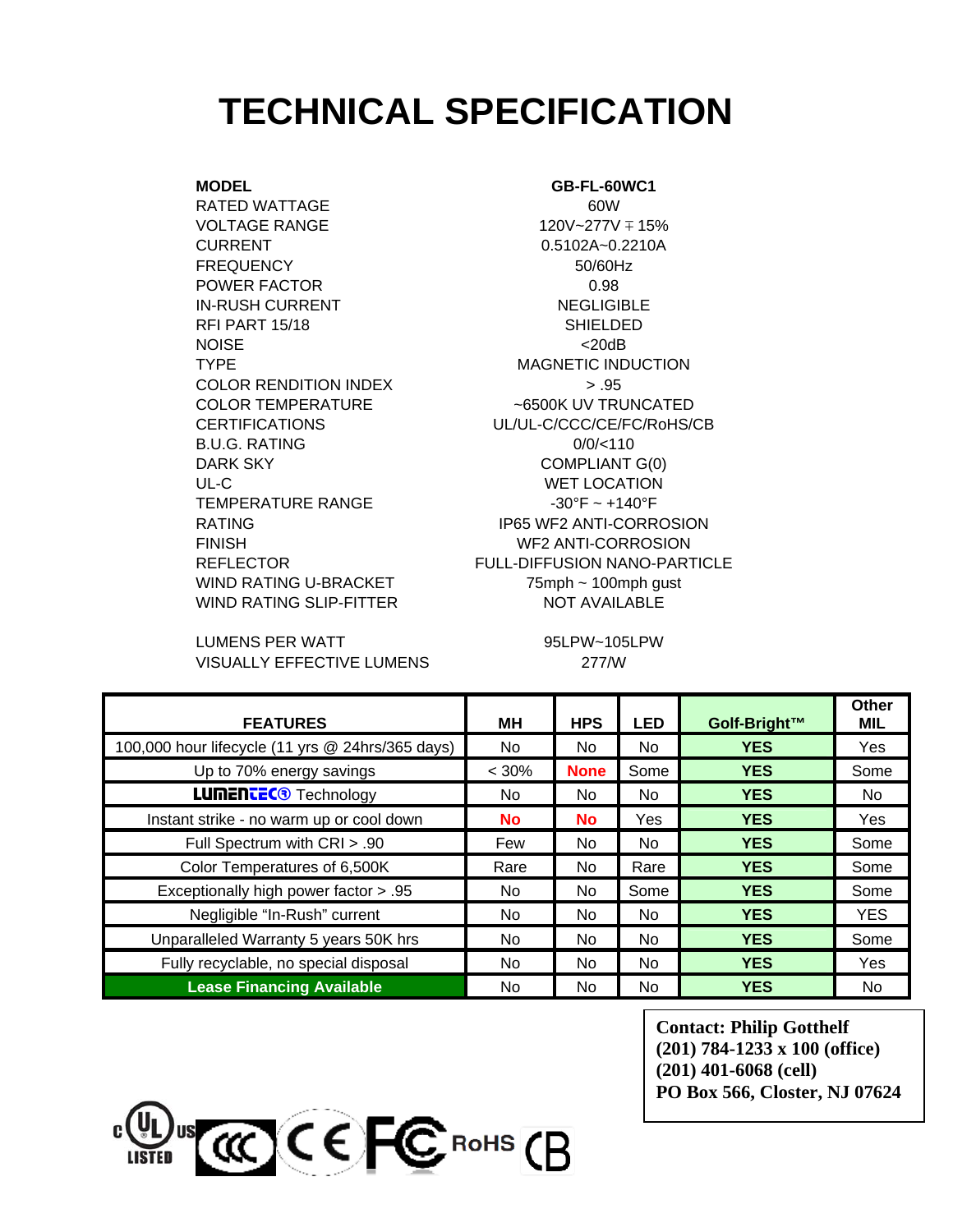# TECHNICAL SPECIFICATION

| | |
|---|---|
| **MODEL** | **GB-FL-60WC1** |
| RATED WATTAGE | 60W |
| VOLTAGE RANGE | 120V~277V ∓ 15% |
| CURRENT | 0.5102A~0.2210A |
| FREQUENCY | 50/60Hz |
| POWER FACTOR | 0.98 |
| IN-RUSH CURRENT | NEGLIGIBLE |
| RFI PART 15/18 | SHIELDED |
| NOISE | <20dB |
| TYPE | MAGNETIC INDUCTION |
| COLOR RENDITION INDEX | > .95 |
| COLOR TEMPERATURE | ~6500K UV TRUNCATED |
| CERTIFICATIONS | UL/UL-C/CCC/CE/FC/RoHS/CB |
| B.U.G. RATING | 0/0/<110 |
| DARK SKY | COMPLIANT G(0) |
| UL-C | WET LOCATION |
| TEMPERATURE RANGE | -30°F ~ +140°F |
| RATING | IP65 WF2 ANTI-CORROSION |
| FINISH | WF2 ANTI-CORROSION |
| REFLECTOR | FULL-DIFFUSION NANO-PARTICLE |
| WIND RATING U-BRACKET | 75mph ~ 100mph gust |
| WIND RATING SLIP-FITTER | NOT AVAILABLE |
| LUMENS PER WATT | 95LPW~105LPW |
| VISUALLY EFFECTIVE LUMENS | 277/W |

| FEATURES | MH | HPS | LED | Golf-Bright™ | Other MIL |
|---|---|---|---|---|---|
| 100,000 hour lifecycle (11 yrs @ 24hrs/365 days) | No | No | No | **YES** | Yes |
| Up to 70% energy savings | < 30% | **None** | Some | **YES** | Some |
| LUMENTEC® Technology | No | No | No | **YES** | No |
| Instant strike - no warm up or cool down | **No** | **No** | Yes | **YES** | Yes |
| Full Spectrum with CRI > .90 | Few | No | No | **YES** | Some |
| Color Temperatures of 6,500K | Rare | No | Rare | **YES** | Some |
| Exceptionally high power factor > .95 | No | No | Some | **YES** | Some |
| Negligible "In-Rush" current | No | No | No | **YES** | YES |
| Unparalleled Warranty 5 years 50K hrs | No | No | No | **YES** | Some |
| Fully recyclable, no special disposal | No | No | No | **YES** | Yes |
| **Lease Financing Available** | No | No | No | **YES** | No |

**Contact: Philip Gotthelf**
**(201) 784-1233 x 100 (office)**
**(201) 401-6068 (cell)**
**PO Box 566, Closter, NJ 07624**

c UL us LISTED CCC CE FC RoHS CB